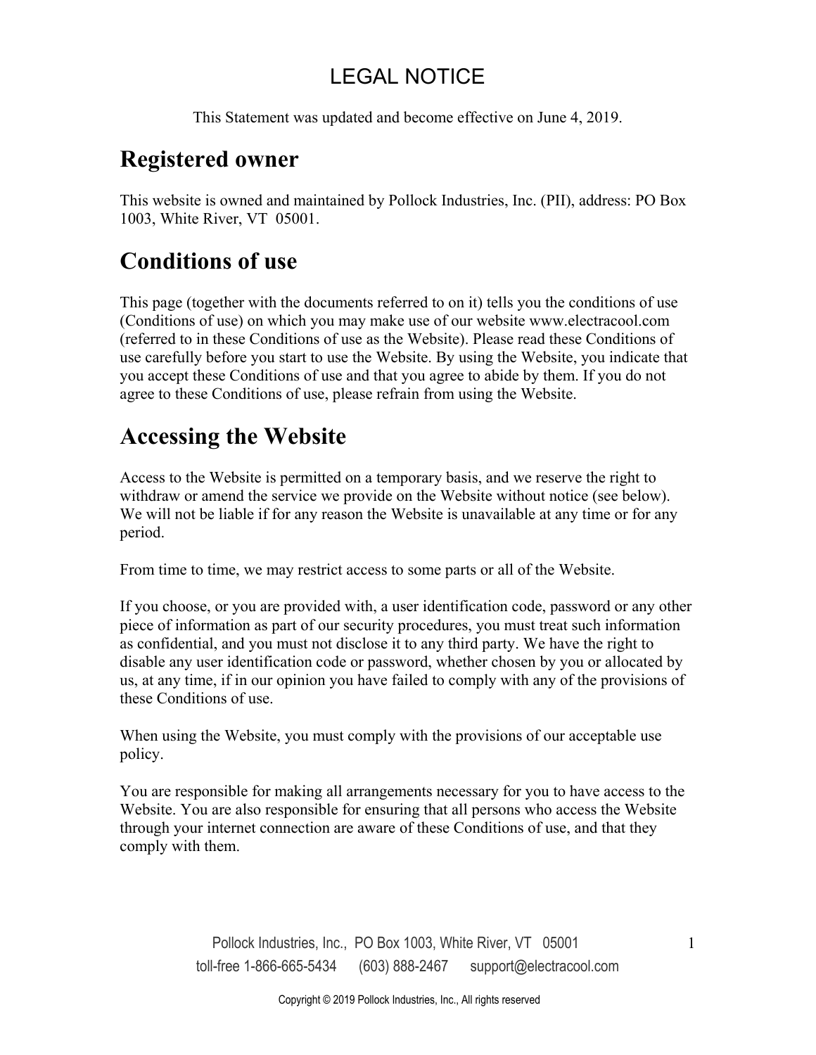# LEGAL NOTICE

This Statement was updated and become effective on June 4, 2019.

## Registered owner

This website is owned and maintained by Pollock Industries, Inc. (PII), address: PO Box 1003, White River, VT 05001.

## Conditions of use

This page (together with the documents referred to on it) tells you the conditions of use (Conditions of use) on which you may make use of our website www.electracool.com (referred to in these Conditions of use as the Website). Please read these Conditions of use carefully before you start to use the Website. By using the Website, you indicate that you accept these Conditions of use and that you agree to abide by them. If you do not agree to these Conditions of use, please refrain from using the Website.

## Accessing the Website

Access to the Website is permitted on a temporary basis, and we reserve the right to withdraw or amend the service we provide on the Website without notice (see below). We will not be liable if for any reason the Website is unavailable at any time or for any period.

From time to time, we may restrict access to some parts or all of the Website.

If you choose, or you are provided with, a user identification code, password or any other piece of information as part of our security procedures, you must treat such information as confidential, and you must not disclose it to any third party. We have the right to disable any user identification code or password, whether chosen by you or allocated by us, at any time, if in our opinion you have failed to comply with any of the provisions of these Conditions of use.

When using the Website, you must comply with the provisions of our acceptable use policy.

You are responsible for making all arrangements necessary for you to have access to the Website. You are also responsible for ensuring that all persons who access the Website through your internet connection are aware of these Conditions of use, and that they comply with them.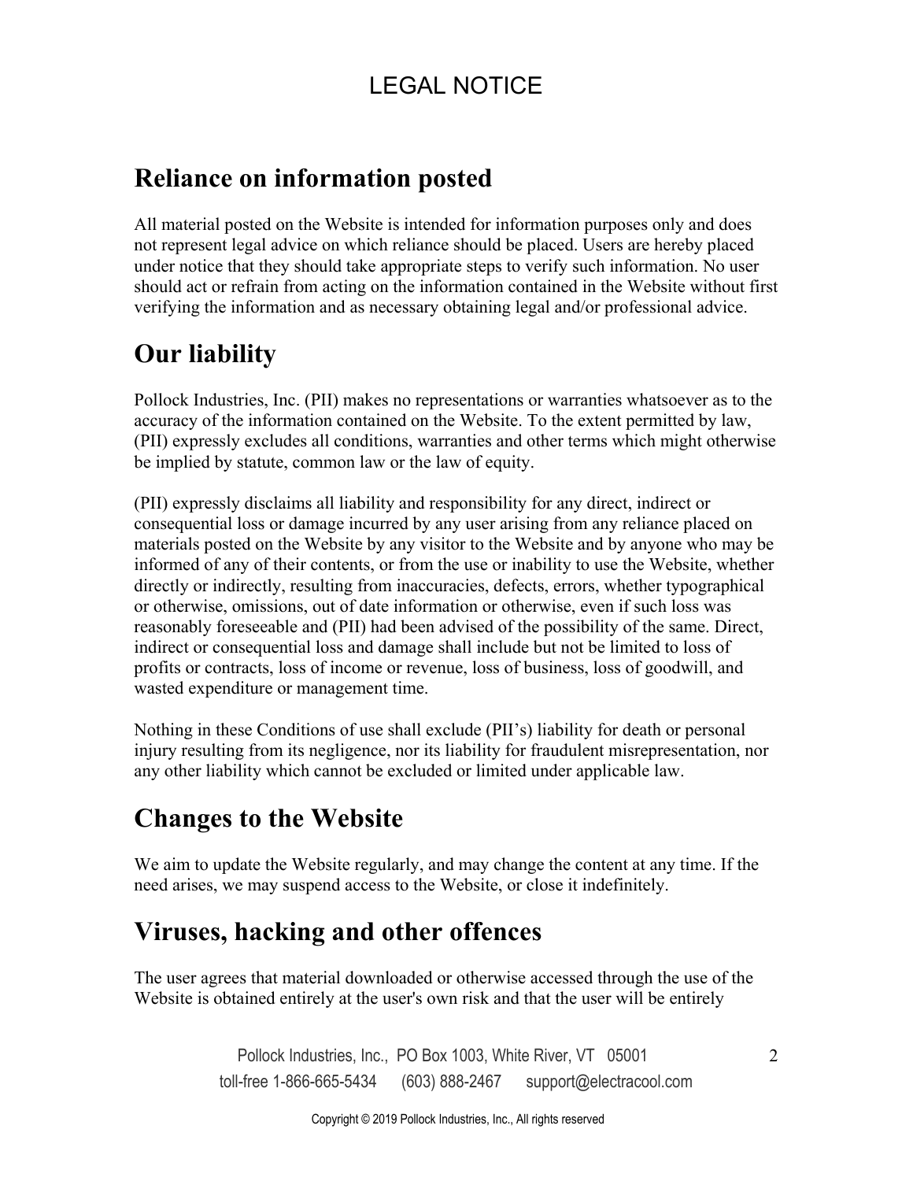# LEGAL NOTICE

## Reliance on information posted

All material posted on the Website is intended for information purposes only and does not represent legal advice on which reliance should be placed. Users are hereby placed under notice that they should take appropriate steps to verify such information. No user should act or refrain from acting on the information contained in the Website without first verifying the information and as necessary obtaining legal and/or professional advice.

## Our liability

Pollock Industries, Inc. (PII) makes no representations or warranties whatsoever as to the accuracy of the information contained on the Website. To the extent permitted by law, (PII) expressly excludes all conditions, warranties and other terms which might otherwise be implied by statute, common law or the law of equity.

(PII) expressly disclaims all liability and responsibility for any direct, indirect or consequential loss or damage incurred by any user arising from any reliance placed on materials posted on the Website by any visitor to the Website and by anyone who may be informed of any of their contents, or from the use or inability to use the Website, whether directly or indirectly, resulting from inaccuracies, defects, errors, whether typographical or otherwise, omissions, out of date information or otherwise, even if such loss was reasonably foreseeable and (PII) had been advised of the possibility of the same. Direct, indirect or consequential loss and damage shall include but not be limited to loss of profits or contracts, loss of income or revenue, loss of business, loss of goodwill, and wasted expenditure or management time.

Nothing in these Conditions of use shall exclude (PII's) liability for death or personal injury resulting from its negligence, nor its liability for fraudulent misrepresentation, nor any other liability which cannot be excluded or limited under applicable law.

## Changes to the Website

We aim to update the Website regularly, and may change the content at any time. If the need arises, we may suspend access to the Website, or close it indefinitely.

## Viruses, hacking and other offences

The user agrees that material downloaded or otherwise accessed through the use of the Website is obtained entirely at the user's own risk and that the user will be entirely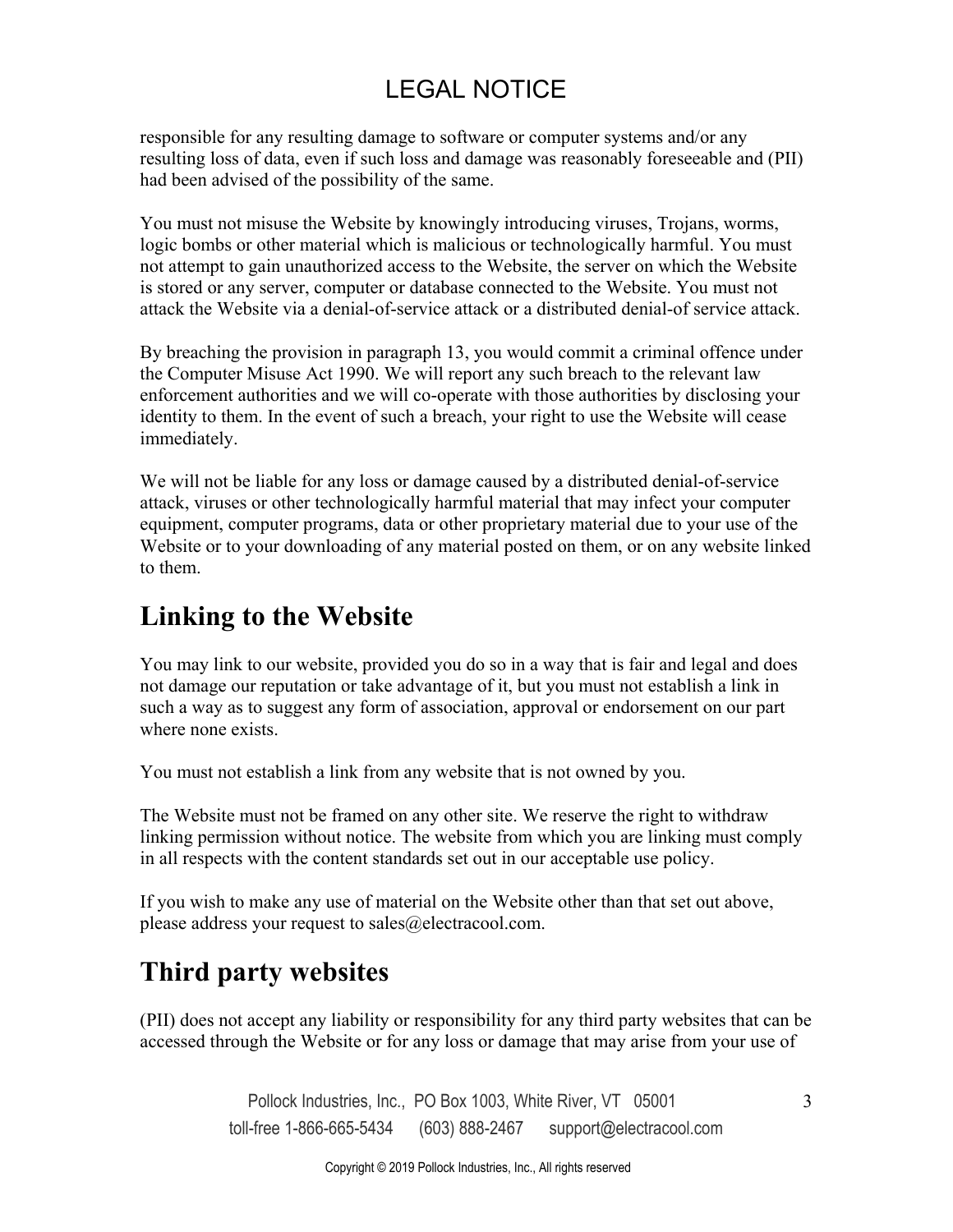responsible for any resulting damage to software or computer systems and/or any resulting loss of data, even if such loss and damage was reasonably foreseeable and (PII) had been advised of the possibility of the same.

You must not misuse the Website by knowingly introducing viruses, Trojans, worms, logic bombs or other material which is malicious or technologically harmful. You must not attempt to gain unauthorized access to the Website, the server on which the Website is stored or any server, computer or database connected to the Website. You must not attack the Website via a denial-of-service attack or a distributed denial-of service attack.

By breaching the provision in paragraph 13, you would commit a criminal offence under the Computer Misuse Act 1990. We will report any such breach to the relevant law enforcement authorities and we will co-operate with those authorities by disclosing your identity to them. In the event of such a breach, your right to use the Website will cease immediately.

We will not be liable for any loss or damage caused by a distributed denial-of-service attack, viruses or other technologically harmful material that may infect your computer equipment, computer programs, data or other proprietary material due to your use of the Website or to your downloading of any material posted on them, or on any website linked to them.

## Linking to the Website

You may link to our website, provided you do so in a way that is fair and legal and does not damage our reputation or take advantage of it, but you must not establish a link in such a way as to suggest any form of association, approval or endorsement on our part where none exists.

You must not establish a link from any website that is not owned by you.

The Website must not be framed on any other site. We reserve the right to withdraw linking permission without notice. The website from which you are linking must comply in all respects with the content standards set out in our acceptable use policy.

If you wish to make any use of material on the Website other than that set out above, please address your request to sales@electracool.com.

## Third party websites

(PII) does not accept any liability or responsibility for any third party websites that can be accessed through the Website or for any loss or damage that may arise from your use of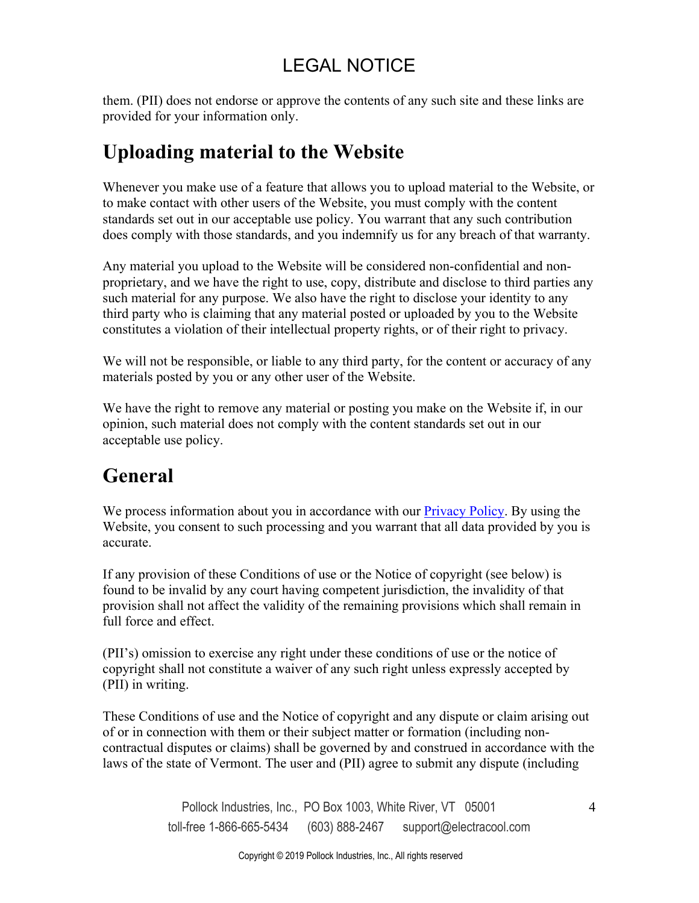them. (PII) does not endorse or approve the contents of any such site and these links are provided for your information only.

## Uploading material to the Website

Whenever you make use of a feature that allows you to upload material to the Website, or to make contact with other users of the Website, you must comply with the content standards set out in our acceptable use policy. You warrant that any such contribution does comply with those standards, and you indemnify us for any breach of that warranty.

Any material you upload to the Website will be considered non-confidential and non-proprietary, and we have the right to use, copy, distribute and disclose to third parties any such material for any purpose. We also have the right to disclose your identity to any third party who is claiming that any material posted or uploaded by you to the Website constitutes a violation of their intellectual property rights, or of their right to privacy.

We will not be responsible, or liable to any third party, for the content or accuracy of any materials posted by you or any other user of the Website.

We have the right to remove any material or posting you make on the Website if, in our opinion, such material does not comply with the content standards set out in our acceptable use policy.

## General

We process information about you in accordance with our [Privacy Policy](). By using the Website, you consent to such processing and you warrant that all data provided by you is accurate.

If any provision of these Conditions of use or the Notice of copyright (see below) is found to be invalid by any court having competent jurisdiction, the invalidity of that provision shall not affect the validity of the remaining provisions which shall remain in full force and effect.

(PII's) omission to exercise any right under these conditions of use or the notice of copyright shall not constitute a waiver of any such right unless expressly accepted by (PII) in writing.

These Conditions of use and the Notice of copyright and any dispute or claim arising out of or in connection with them or their subject matter or formation (including non-contractual disputes or claims) shall be governed by and construed in accordance with the laws of the state of Vermont. The user and (PII) agree to submit any dispute (including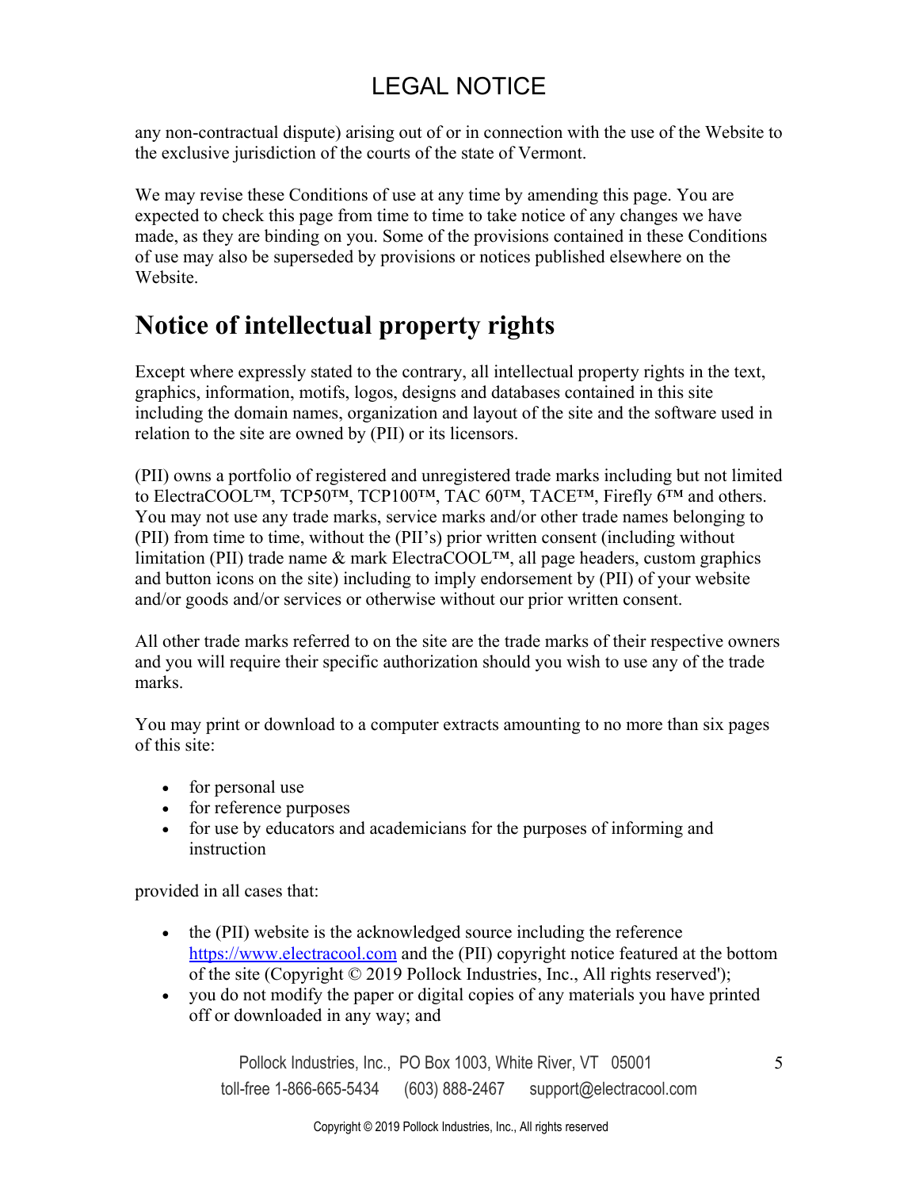any non-contractual dispute) arising out of or in connection with the use of the Website to the exclusive jurisdiction of the courts of the state of Vermont.

We may revise these Conditions of use at any time by amending this page. You are expected to check this page from time to time to take notice of any changes we have made, as they are binding on you. Some of the provisions contained in these Conditions of use may also be superseded by provisions or notices published elsewhere on the Website.

# Notice of intellectual property rights

Except where expressly stated to the contrary, all intellectual property rights in the text, graphics, information, motifs, logos, designs and databases contained in this site including the domain names, organization and layout of the site and the software used in relation to the site are owned by (PII) or its licensors.

(PII) owns a portfolio of registered and unregistered trade marks including but not limited to ElectraCOOL™, TCP50™, TCP100™, TAC 60™, TACE™, Firefly 6™ and others. You may not use any trade marks, service marks and/or other trade names belonging to (PII) from time to time, without the (PII's) prior written consent (including without limitation (PII) trade name & mark ElectraCOOL™, all page headers, custom graphics and button icons on the site) including to imply endorsement by (PII) of your website and/or goods and/or services or otherwise without our prior written consent.

All other trade marks referred to on the site are the trade marks of their respective owners and you will require their specific authorization should you wish to use any of the trade marks.

You may print or download to a computer extracts amounting to no more than six pages of this site:

- for personal use
- for reference purposes
- for use by educators and academicians for the purposes of informing and instruction

provided in all cases that:

- the (PII) website is the acknowledged source including the reference https://www.electracool.com and the (PII) copyright notice featured at the bottom of the site (Copyright © 2019 Pollock Industries, Inc., All rights reserved');
- you do not modify the paper or digital copies of any materials you have printed off or downloaded in any way; and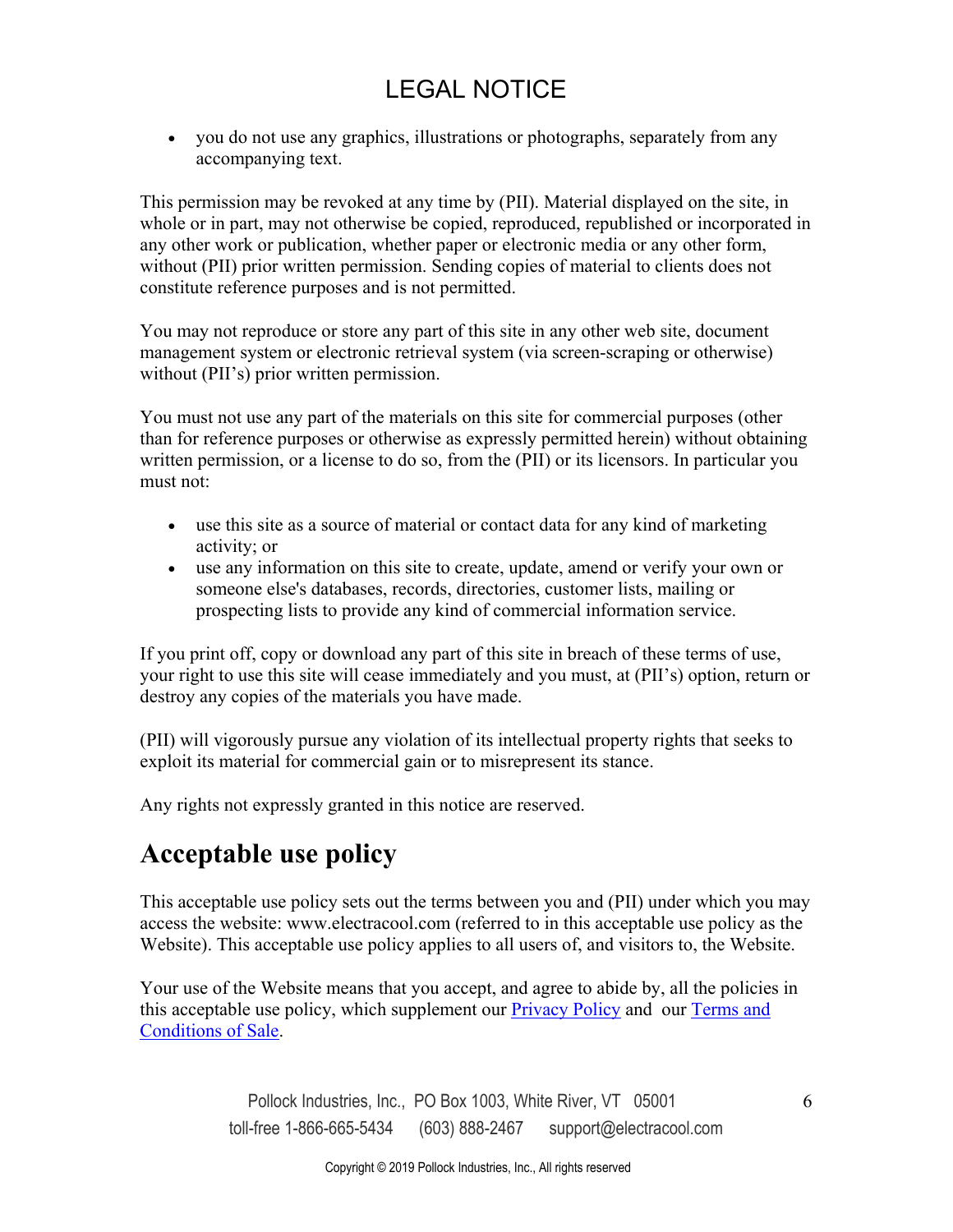# LEGAL NOTICE

- you do not use any graphics, illustrations or photographs, separately from any accompanying text.

This permission may be revoked at any time by (PII). Material displayed on the site, in whole or in part, may not otherwise be copied, reproduced, republished or incorporated in any other work or publication, whether paper or electronic media or any other form, without (PII) prior written permission. Sending copies of material to clients does not constitute reference purposes and is not permitted.

You may not reproduce or store any part of this site in any other web site, document management system or electronic retrieval system (via screen-scraping or otherwise) without (PII's) prior written permission.

You must not use any part of the materials on this site for commercial purposes (other than for reference purposes or otherwise as expressly permitted herein) without obtaining written permission, or a license to do so, from the (PII) or its licensors. In particular you must not:

- use this site as a source of material or contact data for any kind of marketing activity; or
- use any information on this site to create, update, amend or verify your own or someone else's databases, records, directories, customer lists, mailing or prospecting lists to provide any kind of commercial information service.

If you print off, copy or download any part of this site in breach of these terms of use, your right to use this site will cease immediately and you must, at (PII's) option, return or destroy any copies of the materials you have made.

(PII) will vigorously pursue any violation of its intellectual property rights that seeks to exploit its material for commercial gain or to misrepresent its stance.

Any rights not expressly granted in this notice are reserved.

## Acceptable use policy

This acceptable use policy sets out the terms between you and (PII) under which you may access the website: www.electracool.com (referred to in this acceptable use policy as the Website). This acceptable use policy applies to all users of, and visitors to, the Website.

Your use of the Website means that you accept, and agree to abide by, all the policies in this acceptable use policy, which supplement our Privacy Policy and our Terms and Conditions of Sale.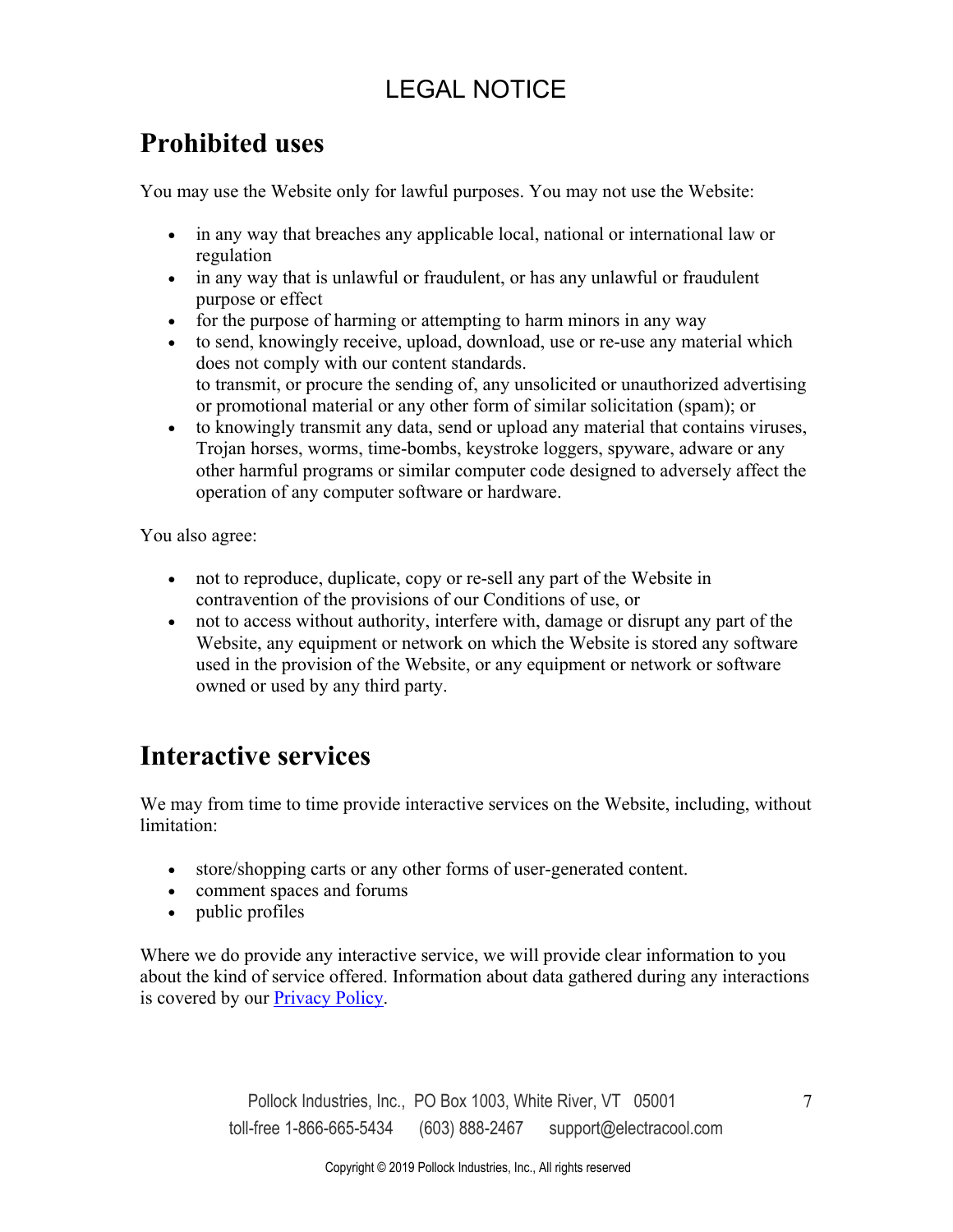# LEGAL NOTICE

## Prohibited uses

You may use the Website only for lawful purposes. You may not use the Website:

- in any way that breaches any applicable local, national or international law or regulation
- in any way that is unlawful or fraudulent, or has any unlawful or fraudulent purpose or effect
- for the purpose of harming or attempting to harm minors in any way
- to send, knowingly receive, upload, download, use or re-use any material which does not comply with our content standards.
  to transmit, or procure the sending of, any unsolicited or unauthorized advertising or promotional material or any other form of similar solicitation (spam); or
- to knowingly transmit any data, send or upload any material that contains viruses, Trojan horses, worms, time-bombs, keystroke loggers, spyware, adware or any other harmful programs or similar computer code designed to adversely affect the operation of any computer software or hardware.

You also agree:

- not to reproduce, duplicate, copy or re-sell any part of the Website in contravention of the provisions of our Conditions of use, or
- not to access without authority, interfere with, damage or disrupt any part of the Website, any equipment or network on which the Website is stored any software used in the provision of the Website, or any equipment or network or software owned or used by any third party.

## Interactive services

We may from time to time provide interactive services on the Website, including, without limitation:

- store/shopping carts or any other forms of user-generated content.
- comment spaces and forums
- public profiles

Where we do provide any interactive service, we will provide clear information to you about the kind of service offered. Information about data gathered during any interactions is covered by our Privacy Policy.

Pollock Industries, Inc., PO Box 1003, White River, VT 05001
toll-free 1-866-665-5434 (603) 888-2467 support@electracool.com

Copyright © 2019 Pollock Industries, Inc., All rights reserved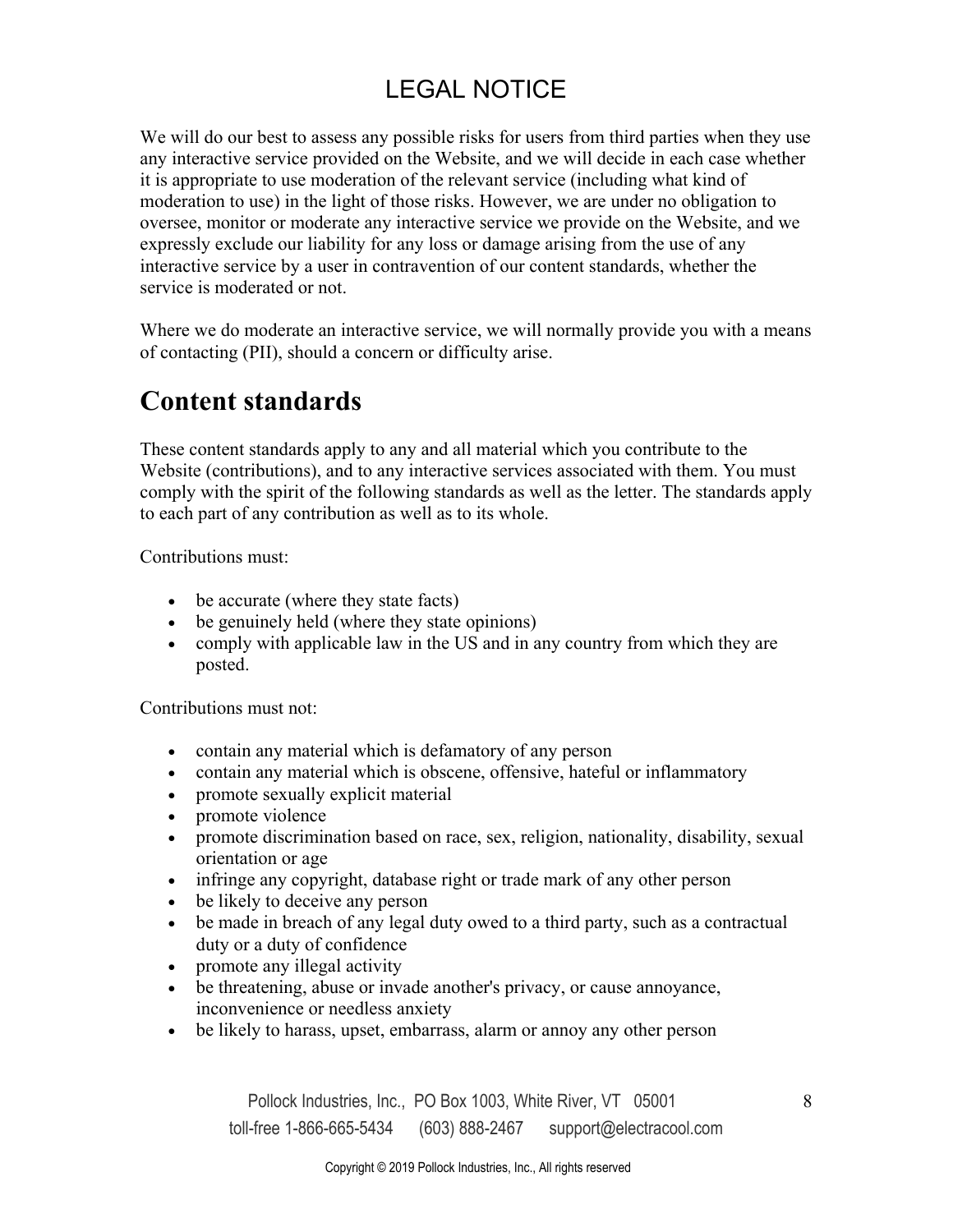# LEGAL NOTICE

We will do our best to assess any possible risks for users from third parties when they use any interactive service provided on the Website, and we will decide in each case whether it is appropriate to use moderation of the relevant service (including what kind of moderation to use) in the light of those risks. However, we are under no obligation to oversee, monitor or moderate any interactive service we provide on the Website, and we expressly exclude our liability for any loss or damage arising from the use of any interactive service by a user in contravention of our content standards, whether the service is moderated or not.

Where we do moderate an interactive service, we will normally provide you with a means of contacting (PII), should a concern or difficulty arise.

## Content standards

These content standards apply to any and all material which you contribute to the Website (contributions), and to any interactive services associated with them. You must comply with the spirit of the following standards as well as the letter. The standards apply to each part of any contribution as well as to its whole.

Contributions must:

- be accurate (where they state facts)
- be genuinely held (where they state opinions)
- comply with applicable law in the US and in any country from which they are posted.

Contributions must not:

- contain any material which is defamatory of any person
- contain any material which is obscene, offensive, hateful or inflammatory
- promote sexually explicit material
- promote violence
- promote discrimination based on race, sex, religion, nationality, disability, sexual orientation or age
- infringe any copyright, database right or trade mark of any other person
- be likely to deceive any person
- be made in breach of any legal duty owed to a third party, such as a contractual duty or a duty of confidence
- promote any illegal activity
- be threatening, abuse or invade another's privacy, or cause annoyance, inconvenience or needless anxiety
- be likely to harass, upset, embarrass, alarm or annoy any other person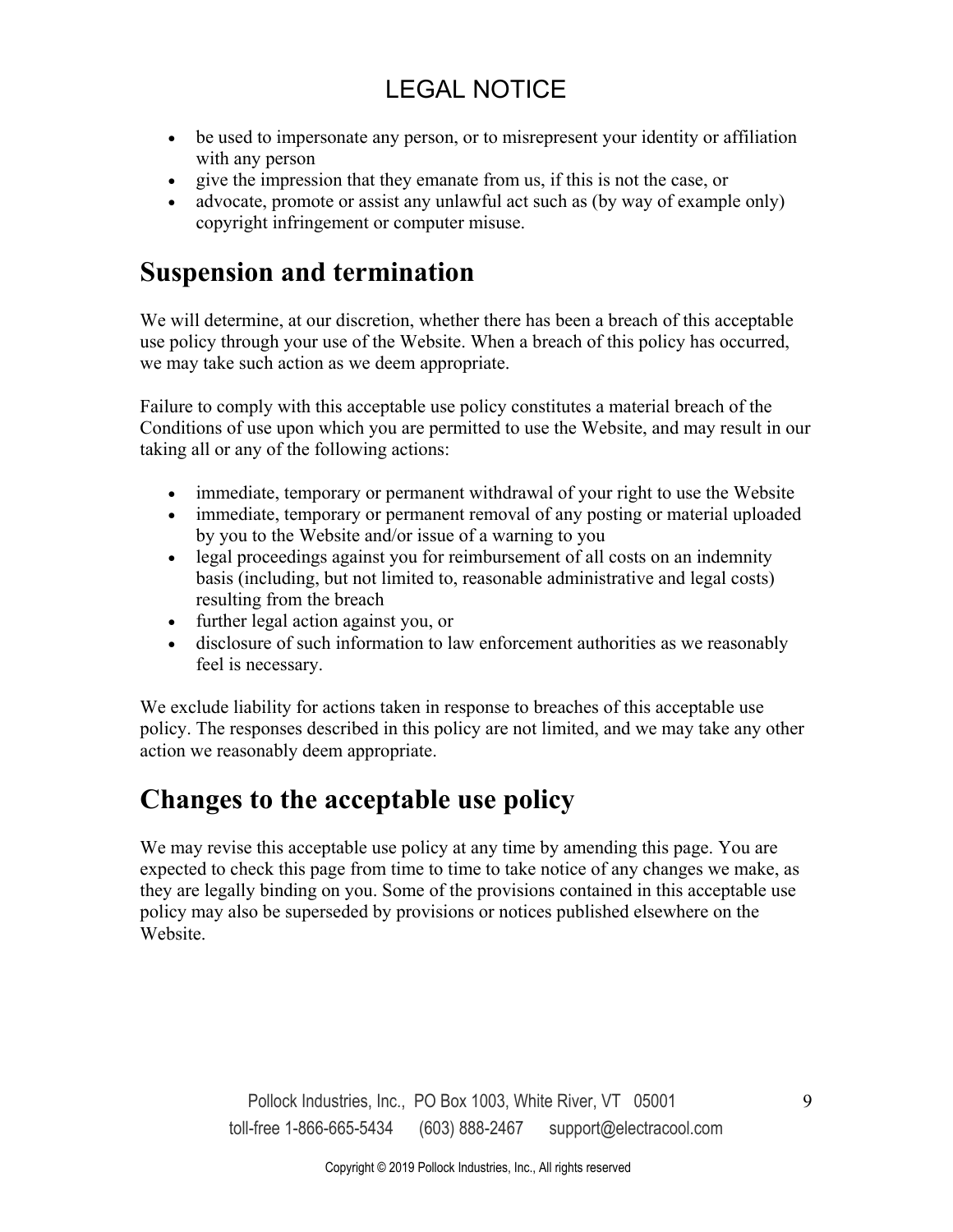- be used to impersonate any person, or to misrepresent your identity or affiliation with any person
- give the impression that they emanate from us, if this is not the case, or
- advocate, promote or assist any unlawful act such as (by way of example only) copyright infringement or computer misuse.

## Suspension and termination

We will determine, at our discretion, whether there has been a breach of this acceptable use policy through your use of the Website. When a breach of this policy has occurred, we may take such action as we deem appropriate.

Failure to comply with this acceptable use policy constitutes a material breach of the Conditions of use upon which you are permitted to use the Website, and may result in our taking all or any of the following actions:

- immediate, temporary or permanent withdrawal of your right to use the Website
- immediate, temporary or permanent removal of any posting or material uploaded by you to the Website and/or issue of a warning to you
- legal proceedings against you for reimbursement of all costs on an indemnity basis (including, but not limited to, reasonable administrative and legal costs) resulting from the breach
- further legal action against you, or
- disclosure of such information to law enforcement authorities as we reasonably feel is necessary.

We exclude liability for actions taken in response to breaches of this acceptable use policy. The responses described in this policy are not limited, and we may take any other action we reasonably deem appropriate.

## Changes to the acceptable use policy

We may revise this acceptable use policy at any time by amending this page. You are expected to check this page from time to time to take notice of any changes we make, as they are legally binding on you. Some of the provisions contained in this acceptable use policy may also be superseded by provisions or notices published elsewhere on the Website.